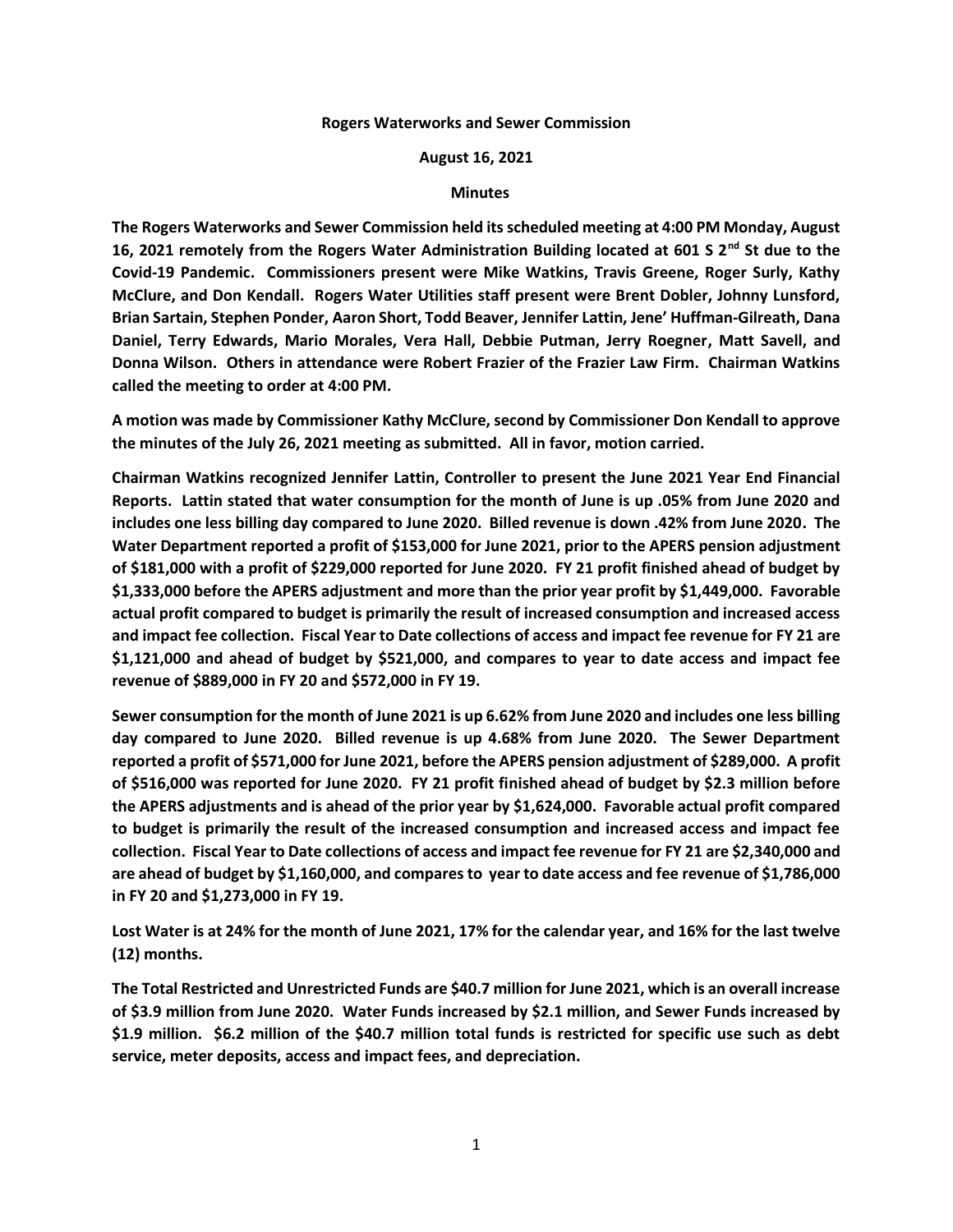**Rogers Waterworks and Sewer Commission**

**August 16, 2021**

**Minutes**

**The Rogers Waterworks and Sewer Commission held its scheduled meeting at 4:00 PM Monday, August 16, 2021 remotely from the Rogers Water Administration Building located at 601 S 2nd St due to the Covid-19 Pandemic. Commissioners present were Mike Watkins, Travis Greene, Roger Surly, Kathy McClure, and Don Kendall. Rogers Water Utilities staff present were Brent Dobler, Johnny Lunsford, Brian Sartain, Stephen Ponder, Aaron Short, Todd Beaver, Jennifer Lattin, Jene' Huffman-Gilreath, Dana Daniel, Terry Edwards, Mario Morales, Vera Hall, Debbie Putman, Jerry Roegner, Matt Savell, and Donna Wilson. Others in attendance were Robert Frazier of the Frazier Law Firm. Chairman Watkins called the meeting to order at 4:00 PM.**

**A motion was made by Commissioner Kathy McClure, second by Commissioner Don Kendall to approve the minutes of the July 26, 2021 meeting as submitted. All in favor, motion carried.**

**Chairman Watkins recognized Jennifer Lattin, Controller to present the June 2021 Year End Financial Reports. Lattin stated that water consumption for the month of June is up .05% from June 2020 and includes one less billing day compared to June 2020. Billed revenue is down .42% from June 2020. The Water Department reported a profit of $153,000 for June 2021, prior to the APERS pension adjustment of $181,000 with a profit of $229,000 reported for June 2020. FY 21 profit finished ahead of budget by $1,333,000 before the APERS adjustment and more than the prior year profit by $1,449,000. Favorable actual profit compared to budget is primarily the result of increased consumption and increased access and impact fee collection. Fiscal Year to Date collections of access and impact fee revenue for FY 21 are $1,121,000 and ahead of budget by $521,000, and compares to year to date access and impact fee revenue of $889,000 in FY 20 and $572,000 in FY 19.**

**Sewer consumption for the month of June 2021 is up 6.62% from June 2020 and includes one less billing day compared to June 2020. Billed revenue is up 4.68% from June 2020. The Sewer Department reported a profit of $571,000 for June 2021, before the APERS pension adjustment of $289,000. A profit of $516,000 was reported for June 2020. FY 21 profit finished ahead of budget by $2.3 million before the APERS adjustments and is ahead of the prior year by $1,624,000. Favorable actual profit compared to budget is primarily the result of the increased consumption and increased access and impact fee collection. Fiscal Year to Date collections of access and impact fee revenue for FY 21 are $2,340,000 and are ahead of budget by $1,160,000, and compares to year to date access and fee revenue of $1,786,000 in FY 20 and $1,273,000 in FY 19.**

**Lost Water is at 24% for the month of June 2021, 17% for the calendar year, and 16% for the last twelve (12) months.**

**The Total Restricted and Unrestricted Funds are $40.7 million for June 2021, which is an overall increase of $3.9 million from June 2020. Water Funds increased by $2.1 million, and Sewer Funds increased by $1.9 million. $6.2 million of the $40.7 million total funds is restricted for specific use such as debt service, meter deposits, access and impact fees, and depreciation.**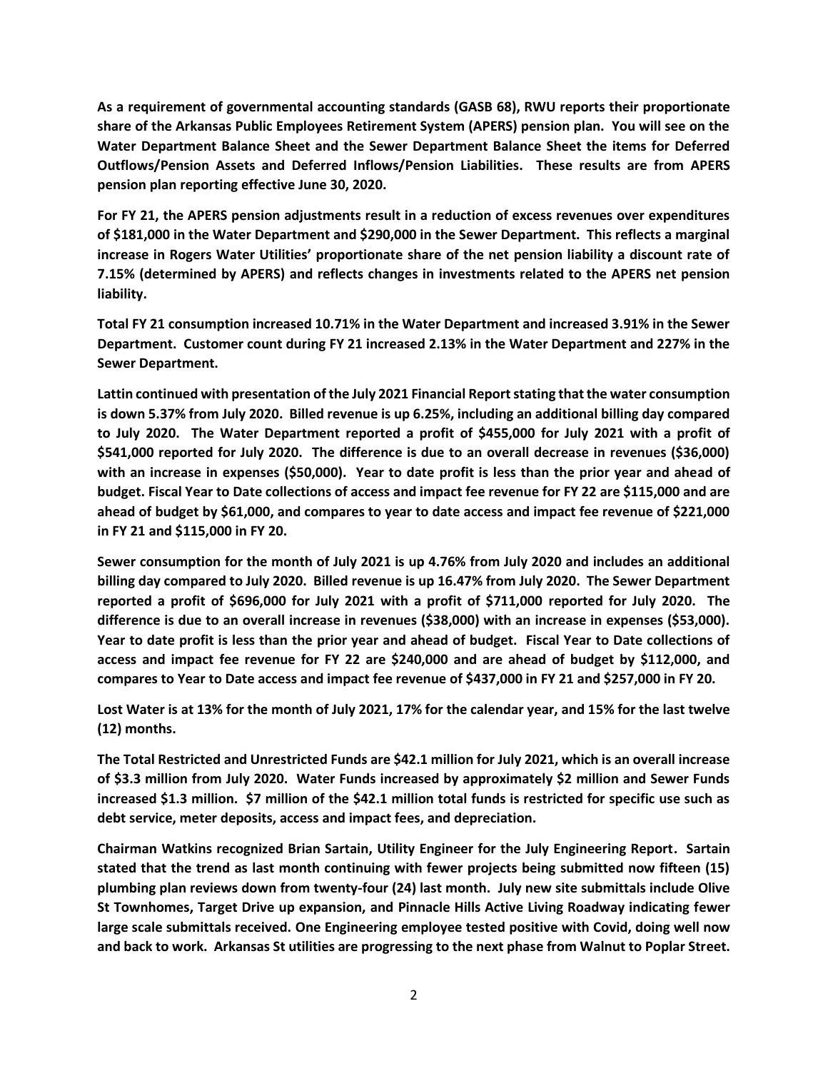**As a requirement of governmental accounting standards (GASB 68), RWU reports their proportionate share of the Arkansas Public Employees Retirement System (APERS) pension plan. You will see on the Water Department Balance Sheet and the Sewer Department Balance Sheet the items for Deferred Outflows/Pension Assets and Deferred Inflows/Pension Liabilities. These results are from APERS pension plan reporting effective June 30, 2020.**

**For FY 21, the APERS pension adjustments result in a reduction of excess revenues over expenditures of $181,000 in the Water Department and $290,000 in the Sewer Department. This reflects a marginal increase in Rogers Water Utilities' proportionate share of the net pension liability a discount rate of 7.15% (determined by APERS) and reflects changes in investments related to the APERS net pension liability.**

**Total FY 21 consumption increased 10.71% in the Water Department and increased 3.91% in the Sewer Department. Customer count during FY 21 increased 2.13% in the Water Department and 227% in the Sewer Department.**

**Lattin continued with presentation of the July 2021 Financial Report stating that the water consumption is down 5.37% from July 2020. Billed revenue is up 6.25%, including an additional billing day compared to July 2020. The Water Department reported a profit of $455,000 for July 2021 with a profit of $541,000 reported for July 2020. The difference is due to an overall decrease in revenues ($36,000) with an increase in expenses ($50,000). Year to date profit is less than the prior year and ahead of budget. Fiscal Year to Date collections of access and impact fee revenue for FY 22 are $115,000 and are ahead of budget by $61,000, and compares to year to date access and impact fee revenue of $221,000 in FY 21 and $115,000 in FY 20.**

**Sewer consumption for the month of July 2021 is up 4.76% from July 2020 and includes an additional billing day compared to July 2020. Billed revenue is up 16.47% from July 2020. The Sewer Department reported a profit of $696,000 for July 2021 with a profit of $711,000 reported for July 2020. The difference is due to an overall increase in revenues ($38,000) with an increase in expenses ($53,000). Year to date profit is less than the prior year and ahead of budget. Fiscal Year to Date collections of access and impact fee revenue for FY 22 are $240,000 and are ahead of budget by $112,000, and compares to Year to Date access and impact fee revenue of $437,000 in FY 21 and $257,000 in FY 20.**

**Lost Water is at 13% for the month of July 2021, 17% for the calendar year, and 15% for the last twelve (12) months.**

**The Total Restricted and Unrestricted Funds are $42.1 million for July 2021, which is an overall increase of $3.3 million from July 2020. Water Funds increased by approximately $2 million and Sewer Funds increased $1.3 million. $7 million of the $42.1 million total funds is restricted for specific use such as debt service, meter deposits, access and impact fees, and depreciation.**

**Chairman Watkins recognized Brian Sartain, Utility Engineer for the July Engineering Report. Sartain stated that the trend as last month continuing with fewer projects being submitted now fifteen (15) plumbing plan reviews down from twenty-four (24) last month. July new site submittals include Olive St Townhomes, Target Drive up expansion, and Pinnacle Hills Active Living Roadway indicating fewer large scale submittals received. One Engineering employee tested positive with Covid, doing well now and back to work. Arkansas St utilities are progressing to the next phase from Walnut to Poplar Street.**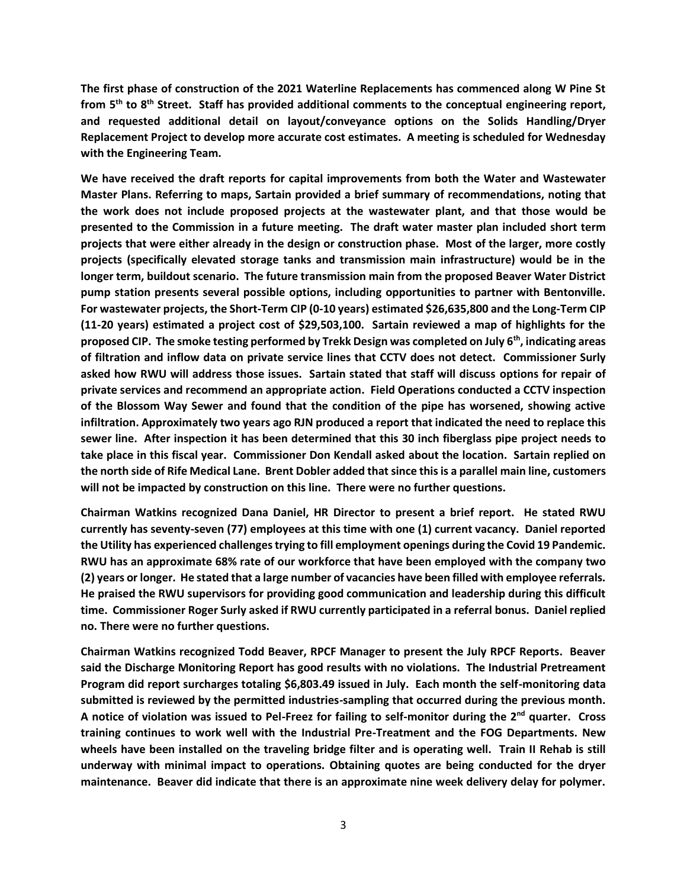**The first phase of construction of the 2021 Waterline Replacements has commenced along W Pine St from 5th to 8th Street. Staff has provided additional comments to the conceptual engineering report, and requested additional detail on layout/conveyance options on the Solids Handling/Dryer Replacement Project to develop more accurate cost estimates. A meeting is scheduled for Wednesday with the Engineering Team.**

**We have received the draft reports for capital improvements from both the Water and Wastewater Master Plans. Referring to maps, Sartain provided a brief summary of recommendations, noting that the work does not include proposed projects at the wastewater plant, and that those would be presented to the Commission in a future meeting. The draft water master plan included short term projects that were either already in the design or construction phase. Most of the larger, more costly projects (specifically elevated storage tanks and transmission main infrastructure) would be in the longer term, buildout scenario. The future transmission main from the proposed Beaver Water District pump station presents several possible options, including opportunities to partner with Bentonville. For wastewater projects, the Short-Term CIP (0-10 years) estimated $26,635,800 and the Long-Term CIP (11-20 years) estimated a project cost of $29,503,100. Sartain reviewed a map of highlights for the proposed CIP. The smoke testing performed by Trekk Design was completed on July 6th, indicating areas of filtration and inflow data on private service lines that CCTV does not detect. Commissioner Surly asked how RWU will address those issues. Sartain stated that staff will discuss options for repair of private services and recommend an appropriate action. Field Operations conducted a CCTV inspection of the Blossom Way Sewer and found that the condition of the pipe has worsened, showing active infiltration. Approximately two years ago RJN produced a report that indicated the need to replace this sewer line. After inspection it has been determined that this 30 inch fiberglass pipe project needs to take place in this fiscal year. Commissioner Don Kendall asked about the location. Sartain replied on the north side of Rife Medical Lane. Brent Dobler added that since this is a parallel main line, customers will not be impacted by construction on this line. There were no further questions.**

**Chairman Watkins recognized Dana Daniel, HR Director to present a brief report. He stated RWU currently has seventy-seven (77) employees at this time with one (1) current vacancy. Daniel reported the Utility has experienced challenges trying to fill employment openings during the Covid 19 Pandemic. RWU has an approximate 68% rate of our workforce that have been employed with the company two (2) years or longer. He stated that a large number of vacancies have been filled with employee referrals. He praised the RWU supervisors for providing good communication and leadership during this difficult time. Commissioner Roger Surly asked if RWU currently participated in a referral bonus. Daniel replied no. There were no further questions.**

**Chairman Watkins recognized Todd Beaver, RPCF Manager to present the July RPCF Reports. Beaver said the Discharge Monitoring Report has good results with no violations. The Industrial Pretreament Program did report surcharges totaling $6,803.49 issued in July. Each month the self-monitoring data submitted is reviewed by the permitted industries-sampling that occurred during the previous month. A notice of violation was issued to Pel-Freez for failing to self-monitor during the 2nd quarter. Cross training continues to work well with the Industrial Pre-Treatment and the FOG Departments. New wheels have been installed on the traveling bridge filter and is operating well. Train II Rehab is still underway with minimal impact to operations. Obtaining quotes are being conducted for the dryer maintenance. Beaver did indicate that there is an approximate nine week delivery delay for polymer.**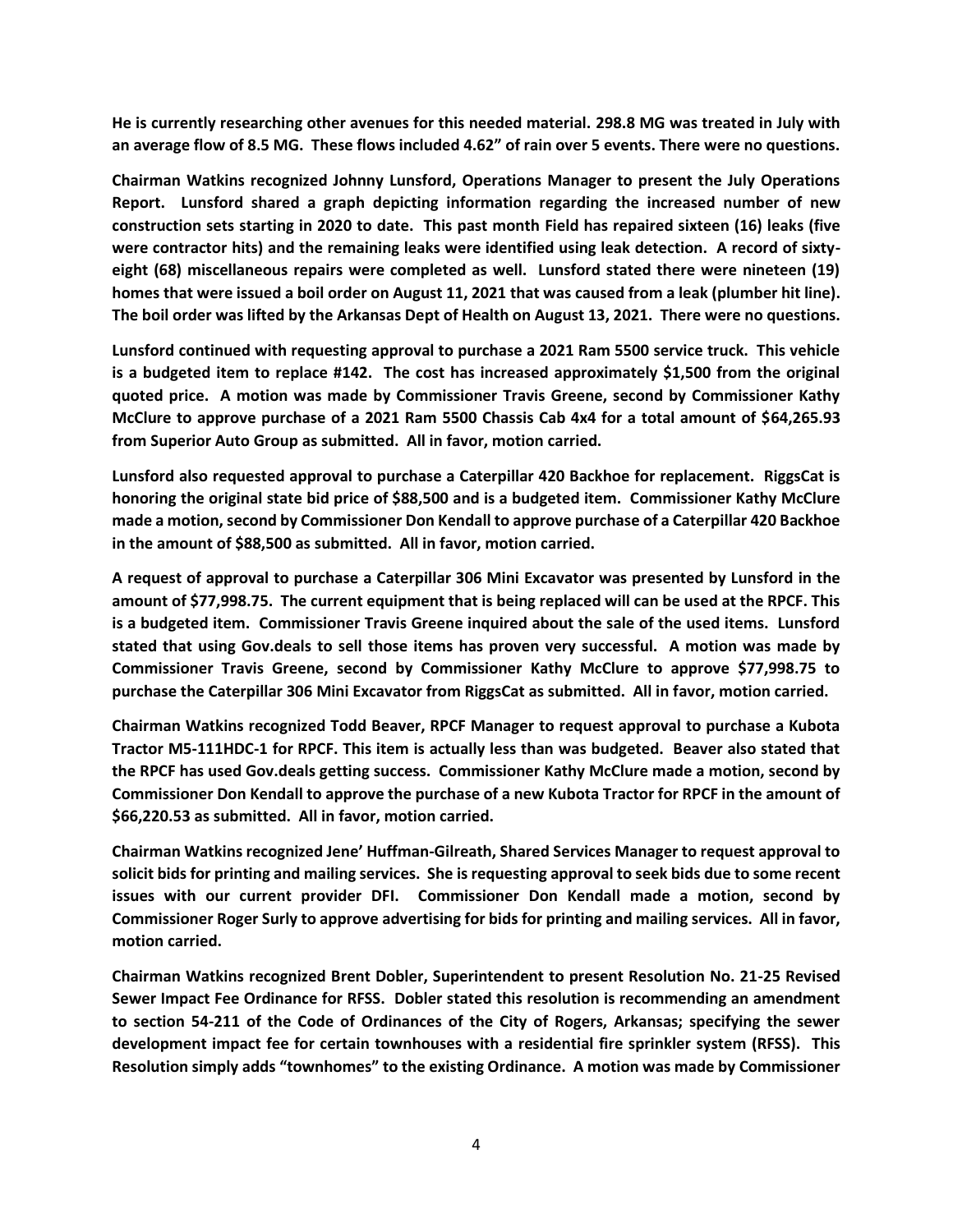**He is currently researching other avenues for this needed material. 298.8 MG was treated in July with an average flow of 8.5 MG. These flows included 4.62" of rain over 5 events. There were no questions.**

**Chairman Watkins recognized Johnny Lunsford, Operations Manager to present the July Operations Report. Lunsford shared a graph depicting information regarding the increased number of new construction sets starting in 2020 to date. This past month Field has repaired sixteen (16) leaks (five were contractor hits) and the remaining leaks were identified using leak detection. A record of sixty-eight (68) miscellaneous repairs were completed as well. Lunsford stated there were nineteen (19) homes that were issued a boil order on August 11, 2021 that was caused from a leak (plumber hit line). The boil order was lifted by the Arkansas Dept of Health on August 13, 2021. There were no questions.**

**Lunsford continued with requesting approval to purchase a 2021 Ram 5500 service truck. This vehicle is a budgeted item to replace #142. The cost has increased approximately $1,500 from the original quoted price. A motion was made by Commissioner Travis Greene, second by Commissioner Kathy McClure to approve purchase of a 2021 Ram 5500 Chassis Cab 4x4 for a total amount of $64,265.93 from Superior Auto Group as submitted. All in favor, motion carried.**

**Lunsford also requested approval to purchase a Caterpillar 420 Backhoe for replacement. RiggsCat is honoring the original state bid price of $88,500 and is a budgeted item. Commissioner Kathy McClure made a motion, second by Commissioner Don Kendall to approve purchase of a Caterpillar 420 Backhoe in the amount of $88,500 as submitted. All in favor, motion carried.**

**A request of approval to purchase a Caterpillar 306 Mini Excavator was presented by Lunsford in the amount of $77,998.75. The current equipment that is being replaced will can be used at the RPCF. This is a budgeted item. Commissioner Travis Greene inquired about the sale of the used items. Lunsford stated that using Gov.deals to sell those items has proven very successful. A motion was made by Commissioner Travis Greene, second by Commissioner Kathy McClure to approve $77,998.75 to purchase the Caterpillar 306 Mini Excavator from RiggsCat as submitted. All in favor, motion carried.**

**Chairman Watkins recognized Todd Beaver, RPCF Manager to request approval to purchase a Kubota Tractor M5-111HDC-1 for RPCF. This item is actually less than was budgeted. Beaver also stated that the RPCF has used Gov.deals getting success. Commissioner Kathy McClure made a motion, second by Commissioner Don Kendall to approve the purchase of a new Kubota Tractor for RPCF in the amount of $66,220.53 as submitted. All in favor, motion carried.**

**Chairman Watkins recognized Jene' Huffman-Gilreath, Shared Services Manager to request approval to solicit bids for printing and mailing services. She is requesting approval to seek bids due to some recent issues with our current provider DFI. Commissioner Don Kendall made a motion, second by Commissioner Roger Surly to approve advertising for bids for printing and mailing services. All in favor, motion carried.**

**Chairman Watkins recognized Brent Dobler, Superintendent to present Resolution No. 21-25 Revised Sewer Impact Fee Ordinance for RFSS. Dobler stated this resolution is recommending an amendment to section 54-211 of the Code of Ordinances of the City of Rogers, Arkansas; specifying the sewer development impact fee for certain townhouses with a residential fire sprinkler system (RFSS). This Resolution simply adds "townhomes" to the existing Ordinance. A motion was made by Commissioner**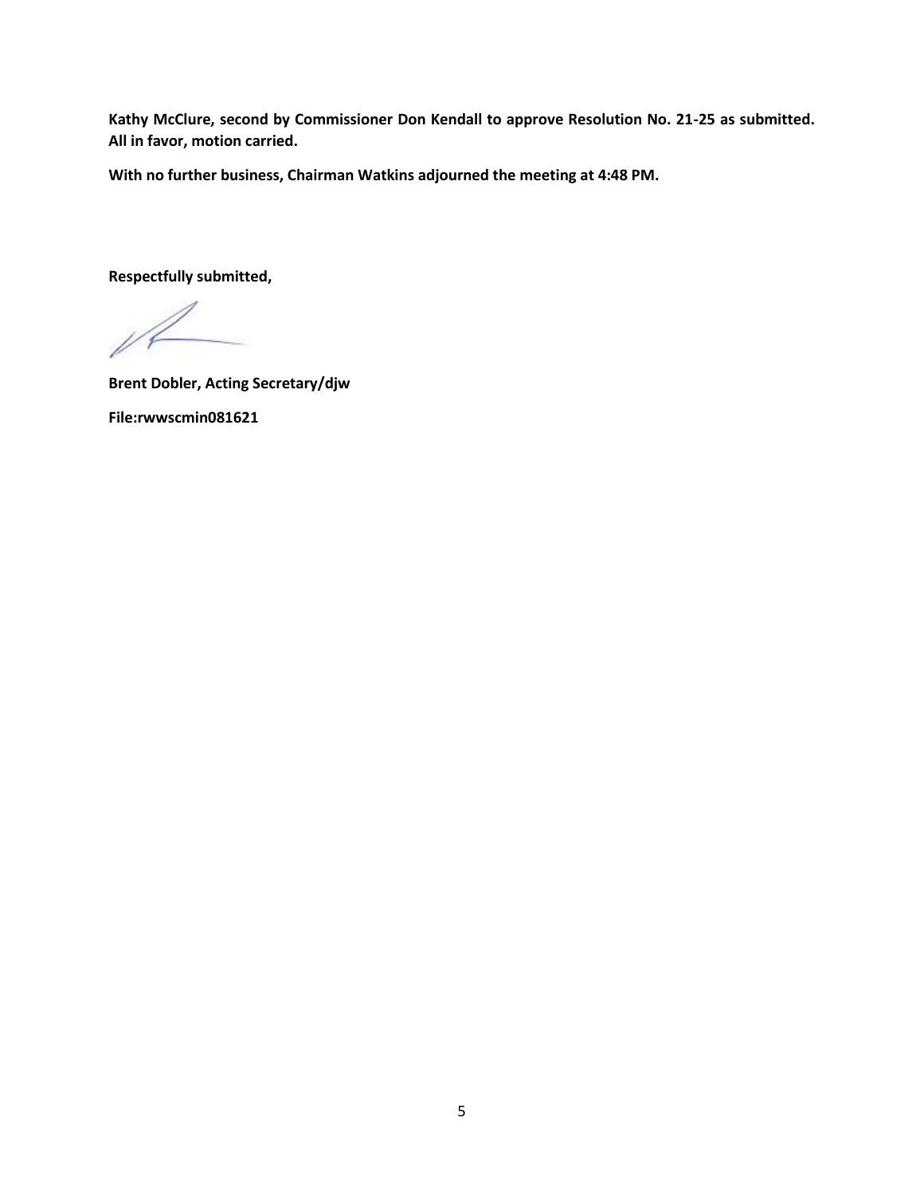**Kathy McClure, second by Commissioner Don Kendall to approve Resolution No. 21-25 as submitted. All in favor, motion carried.**

**With no further business, Chairman Watkins adjourned the meeting at 4:48 PM.**

**Respectfully submitted,**

**Brent Dobler, Acting Secretary/djw**

**File:rwwscmin081621**